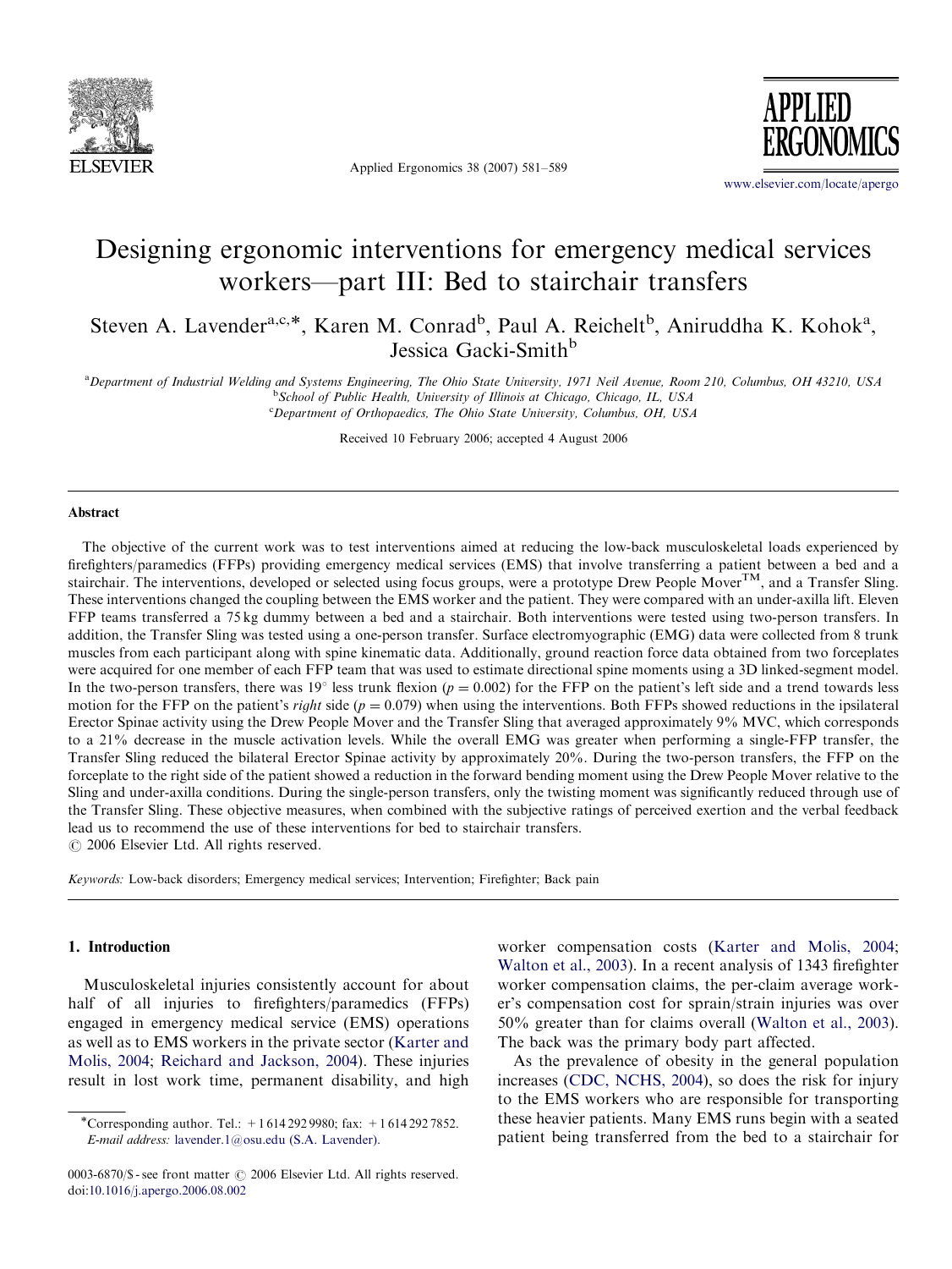# Designing ergonomic interventions for emergency medical services workers—part III: Bed to stairchair transfers

Steven A. Lavender[a,c,*], Karen M. Conrad[b], Paul A. Reichelt[b], Aniruddha K. Kohok[a], Jessica Gacki-Smith[b]

[a] *Department of Industrial Welding and Systems Engineering, The Ohio State University, 1971 Neil Avenue, Room 210, Columbus, OH 43210, USA*

[b] *School of Public Health, University of Illinois at Chicago, Chicago, IL, USA*

[c] *Department of Orthopaedics, The Ohio State University, Columbus, OH, USA*

Received 10 February 2006; accepted 4 August 2006

## Abstract

The objective of the current work was to test interventions aimed at reducing the low-back musculoskeletal loads experienced by firefighters/paramedics (FFPs) providing emergency medical services (EMS) that involve transferring a patient between a bed and a stairchair. The interventions, developed or selected using focus groups, were a prototype Drew People Mover™, and a Transfer Sling. These interventions changed the coupling between the EMS worker and the patient. They were compared with an under-axilla lift. Eleven FFP teams transferred a 75 kg dummy between a bed and a stairchair. Both interventions were tested using two-person transfers. In addition, the Transfer Sling was tested using a one-person transfer. Surface electromyographic (EMG) data were collected from 8 trunk muscles from each participant along with spine kinematic data. Additionally, ground reaction force data obtained from two forceplates were acquired for one member of each FFP team that was used to estimate directional spine moments using a 3D linked-segment model. In the two-person transfers, there was 19° less trunk flexion ($p = 0.002$) for the FFP on the patient's left side and a trend towards less motion for the FFP on the patient's *right* side ($p = 0.079$) when using the interventions. Both FFPs showed reductions in the ipsilateral Erector Spinae activity using the Drew People Mover and the Transfer Sling that averaged approximately 9% MVC, which corresponds to a 21% decrease in the muscle activation levels. While the overall EMG was greater when performing a single-FFP transfer, the Transfer Sling reduced the bilateral Erector Spinae activity by approximately 20%. During the two-person transfers, the FFP on the forceplate to the right side of the patient showed a reduction in the forward bending moment using the Drew People Mover relative to the Sling and under-axilla conditions. During the single-person transfers, only the twisting moment was significantly reduced through use of the Transfer Sling. These objective measures, when combined with the subjective ratings of perceived exertion and the verbal feedback lead us to recommend the use of these interventions for bed to stairchair transfers.

© 2006 Elsevier Ltd. All rights reserved.

*Keywords:* Low-back disorders; Emergency medical services; Intervention; Firefighter; Back pain

## 1. Introduction

Musculoskeletal injuries consistently account for about half of all injuries to firefighters/paramedics (FFPs) engaged in emergency medical service (EMS) operations as well as to EMS workers in the private sector (Karter and Molis, 2004; Reichard and Jackson, 2004). These injuries result in lost work time, permanent disability, and high worker compensation costs (Karter and Molis, 2004; Walton et al., 2003). In a recent analysis of 1343 firefighter worker compensation claims, the per-claim average worker's compensation cost for sprain/strain injuries was over 50% greater than for claims overall (Walton et al., 2003). The back was the primary body part affected.

As the prevalence of obesity in the general population increases (CDC, NCHS, 2004), so does the risk for injury to the EMS workers who are responsible for transporting these heavier patients. Many EMS runs begin with a seated patient being transferred from the bed to a stairchair for

*Corresponding author. Tel.: +1 614 292 9980; fax: +1 614 292 7852. *E-mail address:* lavender.1@osu.edu (S.A. Lavender).

0003-6870/$ - see front matter © 2006 Elsevier Ltd. All rights reserved.
doi:10.1016/j.apergo.2006.08.002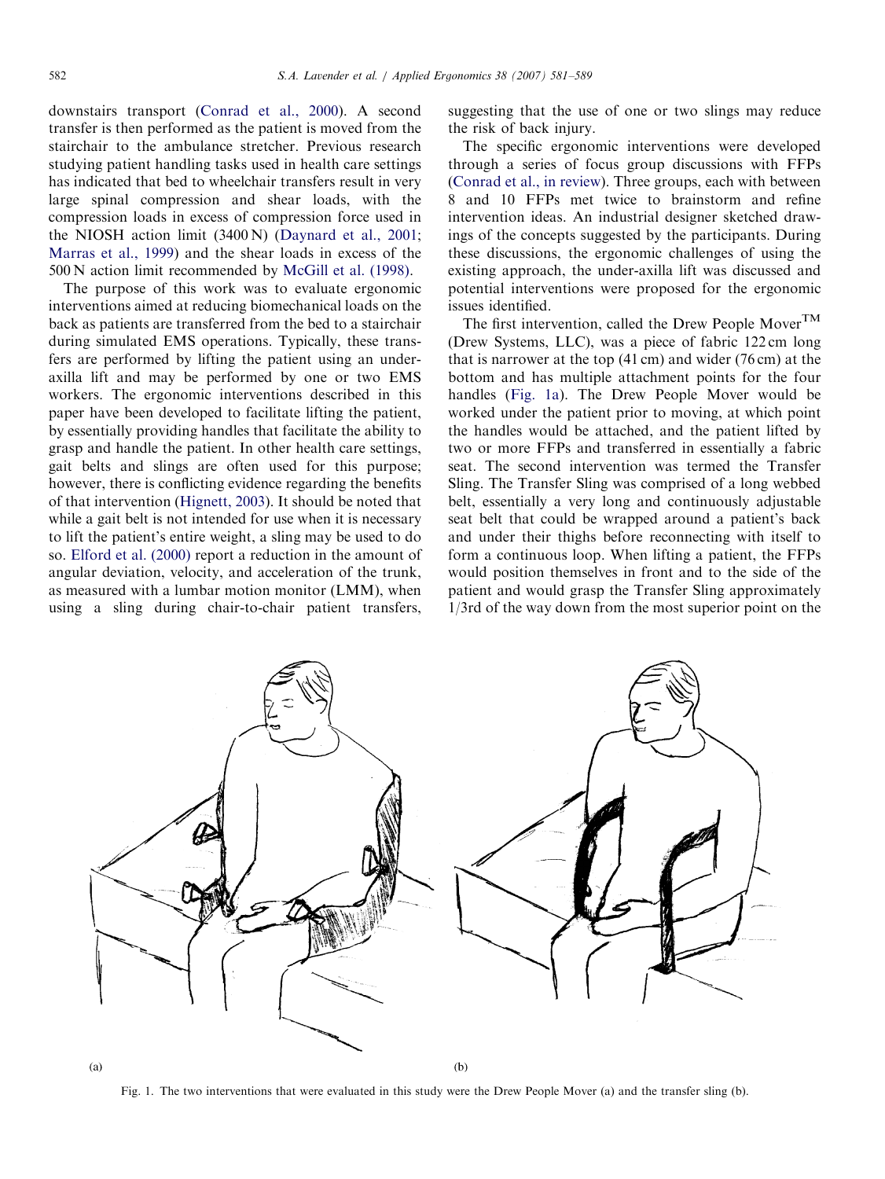downstairs transport (Conrad et al., 2000). A second transfer is then performed as the patient is moved from the stairchair to the ambulance stretcher. Previous research studying patient handling tasks used in health care settings has indicated that bed to wheelchair transfers result in very large spinal compression and shear loads, with the compression loads in excess of compression force used in the NIOSH action limit (3400 N) (Daynard et al., 2001; Marras et al., 1999) and the shear loads in excess of the 500 N action limit recommended by McGill et al. (1998).

The purpose of this work was to evaluate ergonomic interventions aimed at reducing biomechanical loads on the back as patients are transferred from the bed to a stairchair during simulated EMS operations. Typically, these transfers are performed by lifting the patient using an under-axilla lift and may be performed by one or two EMS workers. The ergonomic interventions described in this paper have been developed to facilitate lifting the patient, by essentially providing handles that facilitate the ability to grasp and handle the patient. In other health care settings, gait belts and slings are often used for this purpose; however, there is conflicting evidence regarding the benefits of that intervention (Hignett, 2003). It should be noted that while a gait belt is not intended for use when it is necessary to lift the patient's entire weight, a sling may be used to do so. Elford et al. (2000) report a reduction in the amount of angular deviation, velocity, and acceleration of the trunk, as measured with a lumbar motion monitor (LMM), when using a sling during chair-to-chair patient transfers, suggesting that the use of one or two slings may reduce the risk of back injury.

The specific ergonomic interventions were developed through a series of focus group discussions with FFPs (Conrad et al., in review). Three groups, each with between 8 and 10 FFPs met twice to brainstorm and refine intervention ideas. An industrial designer sketched drawings of the concepts suggested by the participants. During these discussions, the ergonomic challenges of using the existing approach, the under-axilla lift was discussed and potential interventions were proposed for the ergonomic issues identified.

The first intervention, called the Drew People Mover$^{TM}$ (Drew Systems, LLC), was a piece of fabric 122 cm long that is narrower at the top (41 cm) and wider (76 cm) at the bottom and has multiple attachment points for the four handles (Fig. 1a). The Drew People Mover would be worked under the patient prior to moving, at which point the handles would be attached, and the patient lifted by two or more FFPs and transferred in essentially a fabric seat. The second intervention was termed the Transfer Sling. The Transfer Sling was comprised of a long webbed belt, essentially a very long and continuously adjustable seat belt that could be wrapped around a patient's back and under their thighs before reconnecting with itself to form a continuous loop. When lifting a patient, the FFPs would position themselves in front and to the side of the patient and would grasp the Transfer Sling approximately 1/3rd of the way down from the most superior point on the

(a) (b)

Fig. 1. The two interventions that were evaluated in this study were the Drew People Mover (a) and the transfer sling (b).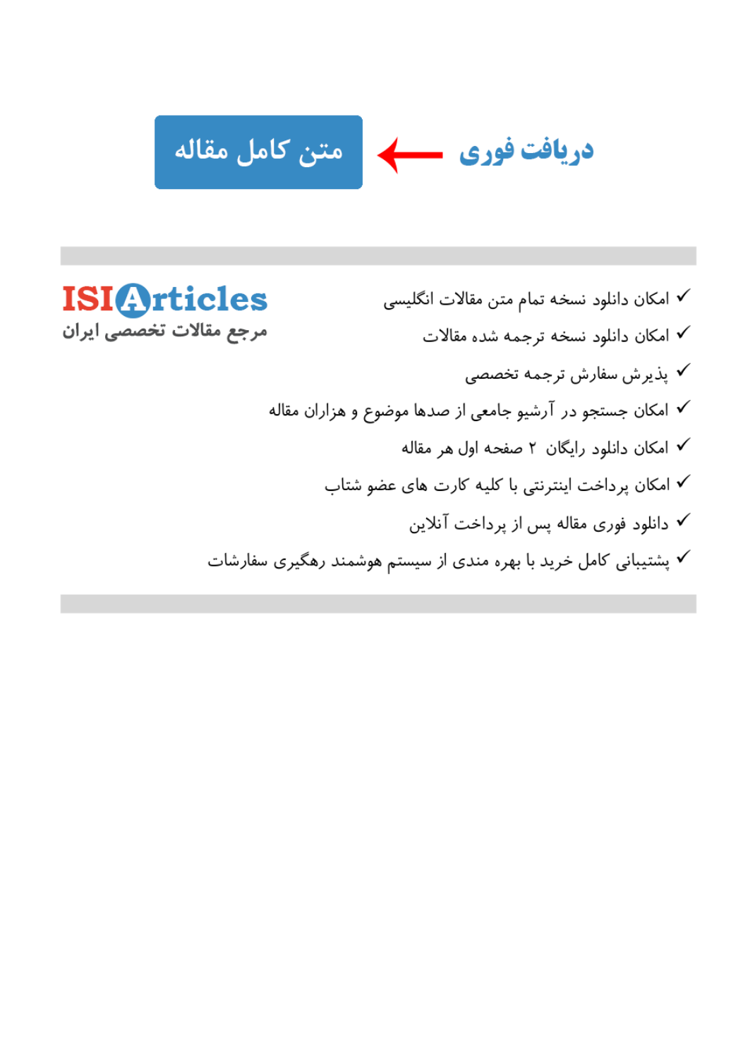**متن کامل مقاله** ← **دریافت فوری**

---

**ISIArticles**
مرجع مقالات تخصصی ایران

- ✓ امکان دانلود نسخه تمام متن مقالات انگلیسی
- ✓ امکان دانلود نسخه ترجمه شده مقالات
- ✓ پذیرش سفارش ترجمه تخصصی
- ✓ امکان جستجو در آرشیو جامعی از صدها موضوع و هزاران مقاله
- ✓ امکان دانلود رایگان ۲ صفحه اول هر مقاله
- ✓ امکان پرداخت اینترنتی با کلیه کارت های عضو شتاب
- ✓ دانلود فوری مقاله پس از پرداخت آنلاین
- ✓ پشتیبانی کامل خرید با بهره مندی از سیستم هوشمند رهگیری سفارشات

---